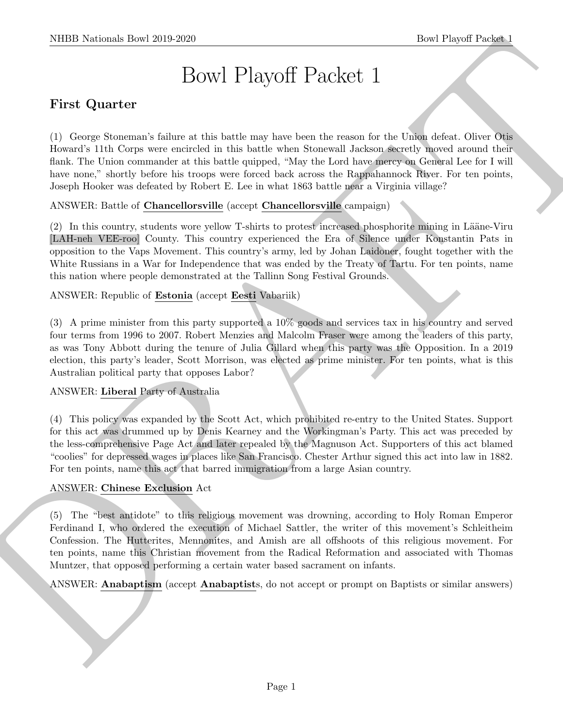# Bowl Playoff Packet 1

## First Quarter

(1) George Stoneman's failure at this battle may have been the reason for the Union defeat. Oliver Otis Howard's 11th Corps were encircled in this battle when Stonewall Jackson secretly moved around their flank. The Union commander at this battle quipped, "May the Lord have mercy on General Lee for I will have none," shortly before his troops were forced back across the Rappahannock River. For ten points, Joseph Hooker was defeated by Robert E. Lee in what 1863 battle near a Virginia village?

ANSWER: Battle of **Chancellorsville** (accept **Chancellorsville** campaign)

(2) In this country, students wore yellow T-shirts to protest increased phosphorite mining in Lääne-Viru [LAH-neh VEE-roo] County. This country experienced the Era of Silence under Konstantin Pats in opposition to the Vaps Movement. This country's army, led by Johan Laidoner, fought together with the White Russians in a War for Independence that was ended by the Treaty of Tartu. For ten points, name this nation where people demonstrated at the Tallinn Song Festival Grounds.

ANSWER: Republic of **Estonia** (accept **Eesti** Vabariik)

(3) A prime minister from this party supported a 10% goods and services tax in his country and served four terms from 1996 to 2007. Robert Menzies and Malcolm Fraser were among the leaders of this party, as was Tony Abbott during the tenure of Julia Gillard when this party was the Opposition. In a 2019 election, this party's leader, Scott Morrison, was elected as prime minister. For ten points, what is this Australian political party that opposes Labor?

ANSWER: **Liberal** Party of Australia

(4) This policy was expanded by the Scott Act, which prohibited re-entry to the United States. Support for this act was drummed up by Denis Kearney and the Workingman's Party. This act was preceded by the less-comprehensive Page Act and later repealed by the Magnuson Act. Supporters of this act blamed "coolies" for depressed wages in places like San Francisco. Chester Arthur signed this act into law in 1882. For ten points, name this act that barred immigration from a large Asian country.

ANSWER: **Chinese Exclusion** Act

(5) The "best antidote" to this religious movement was drowning, according to Holy Roman Emperor Ferdinand I, who ordered the execution of Michael Sattler, the writer of this movement's Schleitheim Confession. The Hutterites, Mennonites, and Amish are all offshoots of this religious movement. For ten points, name this Christian movement from the Radical Reformation and associated with Thomas Muntzer, that opposed performing a certain water based sacrament on infants.

ANSWER: **Anabaptism** (accept **Anabaptist**s, do not accept or prompt on Baptists or similar answers)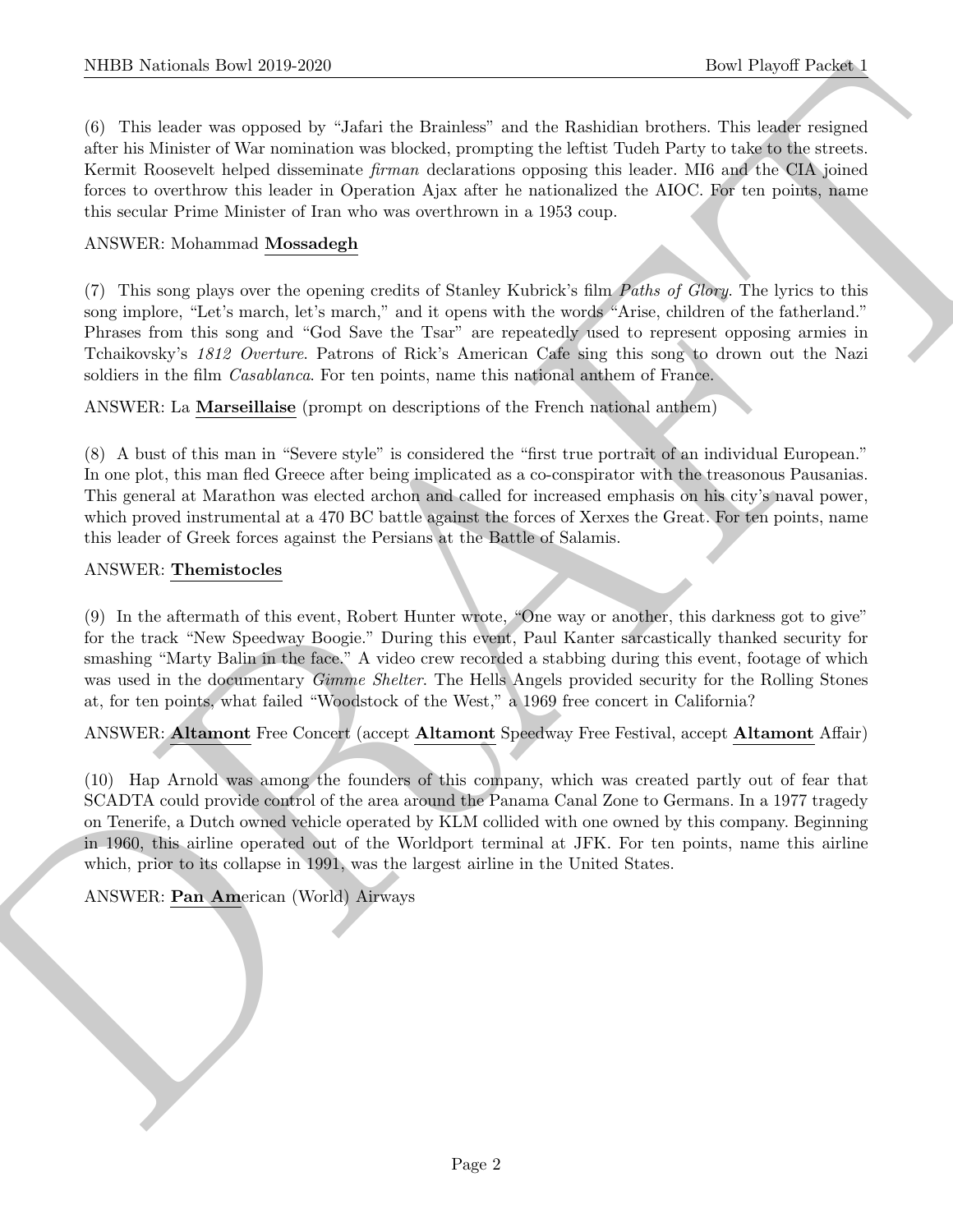(6) This leader was opposed by "Jafari the Brainless" and the Rashidian brothers. This leader resigned after his Minister of War nomination was blocked, prompting the leftist Tudeh Party to take to the streets. Kermit Roosevelt helped disseminate *firman* declarations opposing this leader. MI6 and the CIA joined forces to overthrow this leader in Operation Ajax after he nationalized the AIOC. For ten points, name this secular Prime Minister of Iran who was overthrown in a 1953 coup.

ANSWER: Mohammad **Mossadegh**

(7) This song plays over the opening credits of Stanley Kubrick's film *Paths of Glory*. The lyrics to this song implore, "Let's march, let's march," and it opens with the words "Arise, children of the fatherland." Phrases from this song and "God Save the Tsar" are repeatedly used to represent opposing armies in Tchaikovsky's *1812 Overture*. Patrons of Rick's American Cafe sing this song to drown out the Nazi soldiers in the film *Casablanca*. For ten points, name this national anthem of France.

ANSWER: La **Marseillaise** (prompt on descriptions of the French national anthem)

(8) A bust of this man in "Severe style" is considered the "first true portrait of an individual European." In one plot, this man fled Greece after being implicated as a co-conspirator with the treasonous Pausanias. This general at Marathon was elected archon and called for increased emphasis on his city's naval power, which proved instrumental at a 470 BC battle against the forces of Xerxes the Great. For ten points, name this leader of Greek forces against the Persians at the Battle of Salamis.

ANSWER: **Themistocles**

(9) In the aftermath of this event, Robert Hunter wrote, "One way or another, this darkness got to give" for the track "New Speedway Boogie." During this event, Paul Kanter sarcastically thanked security for smashing "Marty Balin in the face." A video crew recorded a stabbing during this event, footage of which was used in the documentary *Gimme Shelter*. The Hells Angels provided security for the Rolling Stones at, for ten points, what failed "Woodstock of the West," a 1969 free concert in California?

ANSWER: **Altamont** Free Concert (accept **Altamont** Speedway Free Festival, accept **Altamont** Affair)

(10) Hap Arnold was among the founders of this company, which was created partly out of fear that SCADTA could provide control of the area around the Panama Canal Zone to Germans. In a 1977 tragedy on Tenerife, a Dutch owned vehicle operated by KLM collided with one owned by this company. Beginning in 1960, this airline operated out of the Worldport terminal at JFK. For ten points, name this airline which, prior to its collapse in 1991, was the largest airline in the United States.

ANSWER: **Pan Am**erican (World) Airways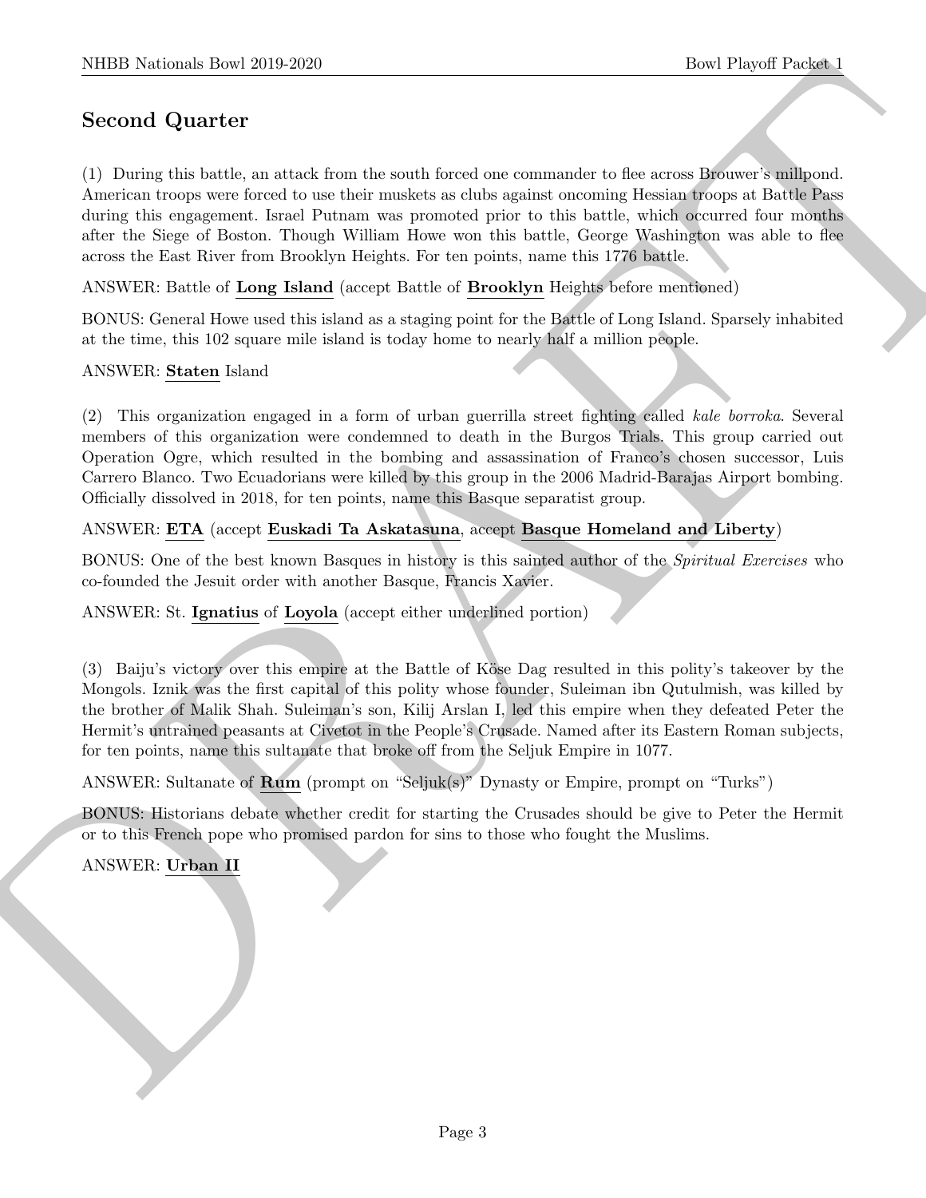## Second Quarter

(1) During this battle, an attack from the south forced one commander to flee across Brouwer's millpond. American troops were forced to use their muskets as clubs against oncoming Hessian troops at Battle Pass during this engagement. Israel Putnam was promoted prior to this battle, which occurred four months after the Siege of Boston. Though William Howe won this battle, George Washington was able to flee across the East River from Brooklyn Heights. For ten points, name this 1776 battle.

ANSWER: Battle of **Long Island** (accept Battle of **Brooklyn** Heights before mentioned)

BONUS: General Howe used this island as a staging point for the Battle of Long Island. Sparsely inhabited at the time, this 102 square mile island is today home to nearly half a million people.

ANSWER: **Staten** Island

(2) This organization engaged in a form of urban guerrilla street fighting called *kale borroka*. Several members of this organization were condemned to death in the Burgos Trials. This group carried out Operation Ogre, which resulted in the bombing and assassination of Franco's chosen successor, Luis Carrero Blanco. Two Ecuadorians were killed by this group in the 2006 Madrid-Barajas Airport bombing. Officially dissolved in 2018, for ten points, name this Basque separatist group.

ANSWER: **ETA** (accept **Euskadi Ta Askatasuna**, accept **Basque Homeland and Liberty**)

BONUS: One of the best known Basques in history is this sainted author of the *Spiritual Exercises* who co-founded the Jesuit order with another Basque, Francis Xavier.

ANSWER: St. **Ignatius** of **Loyola** (accept either underlined portion)

(3) Baiju's victory over this empire at the Battle of Köse Dag resulted in this polity's takeover by the Mongols. Iznik was the first capital of this polity whose founder, Suleiman ibn Qutulmish, was killed by the brother of Malik Shah. Suleiman's son, Kilij Arslan I, led this empire when they defeated Peter the Hermit's untrained peasants at Civetot in the People's Crusade. Named after its Eastern Roman subjects, for ten points, name this sultanate that broke off from the Seljuk Empire in 1077.

ANSWER: Sultanate of **Rum** (prompt on "Seljuk(s)" Dynasty or Empire, prompt on "Turks")

BONUS: Historians debate whether credit for starting the Crusades should be give to Peter the Hermit or to this French pope who promised pardon for sins to those who fought the Muslims.

ANSWER: **Urban II**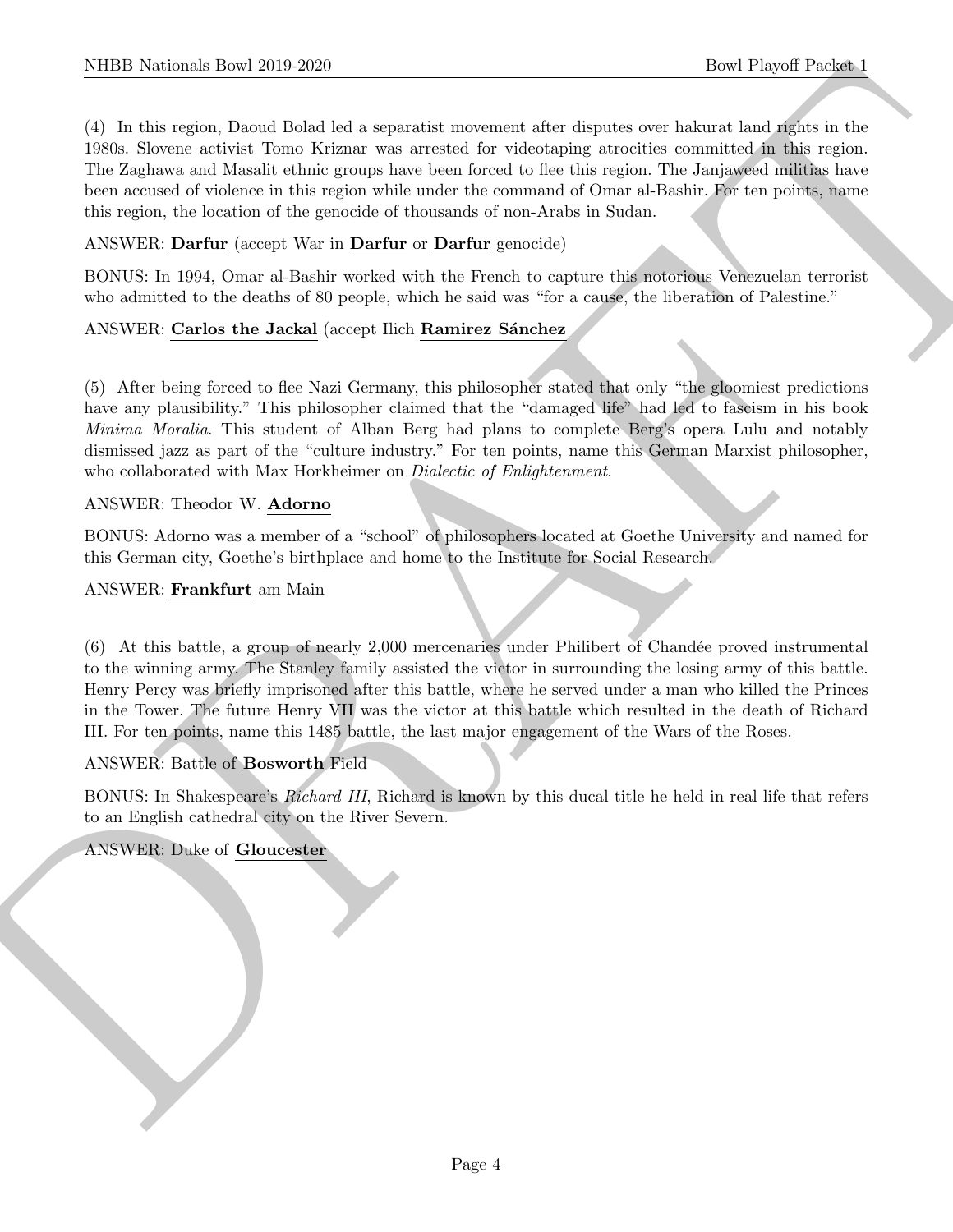(4) In this region, Daoud Bolad led a separatist movement after disputes over hakurat land rights in the 1980s. Slovene activist Tomo Kriznar was arrested for videotaping atrocities committed in this region. The Zaghawa and Masalit ethnic groups have been forced to flee this region. The Janjaweed militias have been accused of violence in this region while under the command of Omar al-Bashir. For ten points, name this region, the location of the genocide of thousands of non-Arabs in Sudan.

ANSWER: **Darfur** (accept War in **Darfur** or **Darfur** genocide)

BONUS: In 1994, Omar al-Bashir worked with the French to capture this notorious Venezuelan terrorist who admitted to the deaths of 80 people, which he said was "for a cause, the liberation of Palestine."

ANSWER: **Carlos the Jackal** (accept Ilich **Ramirez Sánchez**

(5) After being forced to flee Nazi Germany, this philosopher stated that only "the gloomiest predictions have any plausibility." This philosopher claimed that the "damaged life" had led to fascism in his book *Minima Moralia*. This student of Alban Berg had plans to complete Berg's opera Lulu and notably dismissed jazz as part of the "culture industry." For ten points, name this German Marxist philosopher, who collaborated with Max Horkheimer on *Dialectic of Enlightenment*.

ANSWER: Theodor W. **Adorno**

BONUS: Adorno was a member of a "school" of philosophers located at Goethe University and named for this German city, Goethe's birthplace and home to the Institute for Social Research.

ANSWER: **Frankfurt** am Main

(6) At this battle, a group of nearly 2,000 mercenaries under Philibert of Chandée proved instrumental to the winning army. The Stanley family assisted the victor in surrounding the losing army of this battle. Henry Percy was briefly imprisoned after this battle, where he served under a man who killed the Princes in the Tower. The future Henry VII was the victor at this battle which resulted in the death of Richard III. For ten points, name this 1485 battle, the last major engagement of the Wars of the Roses.

ANSWER: Battle of **Bosworth** Field

BONUS: In Shakespeare's *Richard III*, Richard is known by this ducal title he held in real life that refers to an English cathedral city on the River Severn.

ANSWER: Duke of **Gloucester**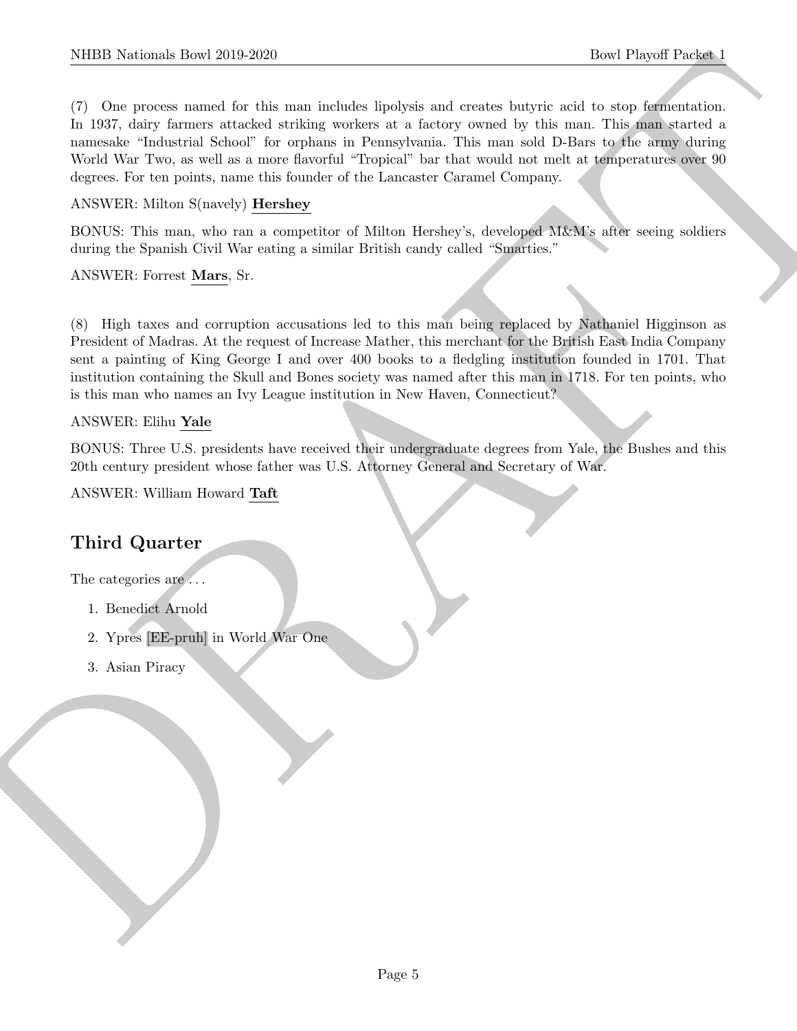(7) One process named for this man includes lipolysis and creates butyric acid to stop fermentation. In 1937, dairy farmers attacked striking workers at a factory owned by this man. This man started a namesake "Industrial School" for orphans in Pennsylvania. This man sold D-Bars to the army during World War Two, as well as a more flavorful "Tropical" bar that would not melt at temperatures over 90 degrees. For ten points, name this founder of the Lancaster Caramel Company.

ANSWER: Milton S(navely) **Hershey**

BONUS: This man, who ran a competitor of Milton Hershey's, developed M&M's after seeing soldiers during the Spanish Civil War eating a similar British candy called "Smarties."

ANSWER: Forrest **Mars**, Sr.

(8) High taxes and corruption accusations led to this man being replaced by Nathaniel Higginson as President of Madras. At the request of Increase Mather, this merchant for the British East India Company sent a painting of King George I and over 400 books to a fledgling institution founded in 1701. That institution containing the Skull and Bones society was named after this man in 1718. For ten points, who is this man who names an Ivy League institution in New Haven, Connecticut?

ANSWER: Elihu **Yale**

BONUS: Three U.S. presidents have received their undergraduate degrees from Yale, the Bushes and this 20th century president whose father was U.S. Attorney General and Secretary of War.

ANSWER: William Howard **Taft**

## Third Quarter

The categories are ...

1. Benedict Arnold
2. Ypres [EE-pruh] in World War One
3. Asian Piracy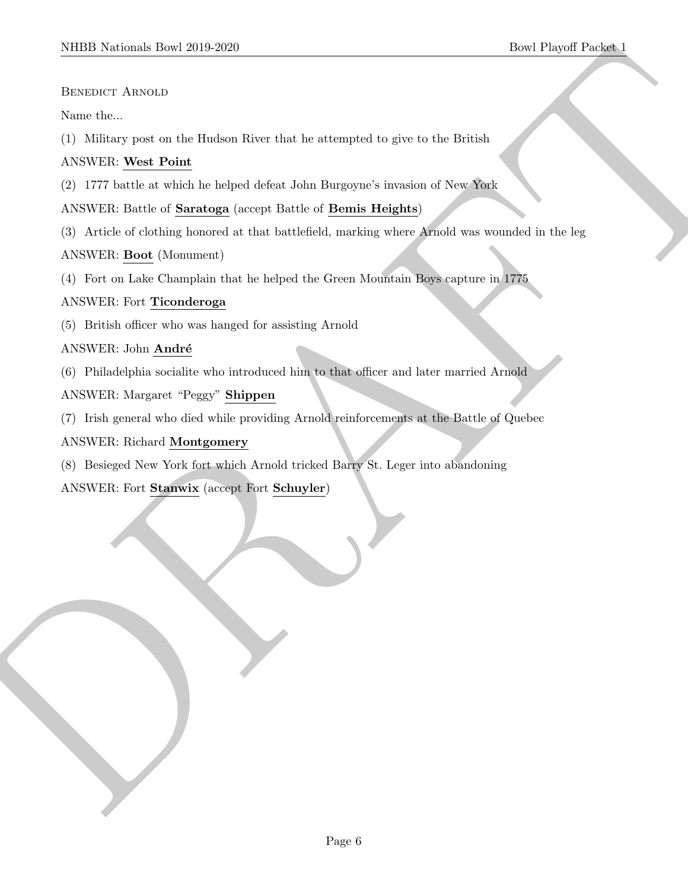Benedict Arnold

Name the...

(1) Military post on the Hudson River that he attempted to give to the British

ANSWER: **West Point**

(2) 1777 battle at which he helped defeat John Burgoyne's invasion of New York

ANSWER: Battle of **Saratoga** (accept Battle of **Bemis Heights**)

(3) Article of clothing honored at that battlefield, marking where Arnold was wounded in the leg

ANSWER: **Boot** (Monument)

(4) Fort on Lake Champlain that he helped the Green Mountain Boys capture in 1775

ANSWER: Fort **Ticonderoga**

(5) British officer who was hanged for assisting Arnold

ANSWER: John **André**

(6) Philadelphia socialite who introduced him to that officer and later married Arnold

ANSWER: Margaret "Peggy" **Shippen**

(7) Irish general who died while providing Arnold reinforcements at the Battle of Quebec

ANSWER: Richard **Montgomery**

(8) Besieged New York fort which Arnold tricked Barry St. Leger into abandoning

ANSWER: Fort **Stanwix** (accept Fort **Schuyler**)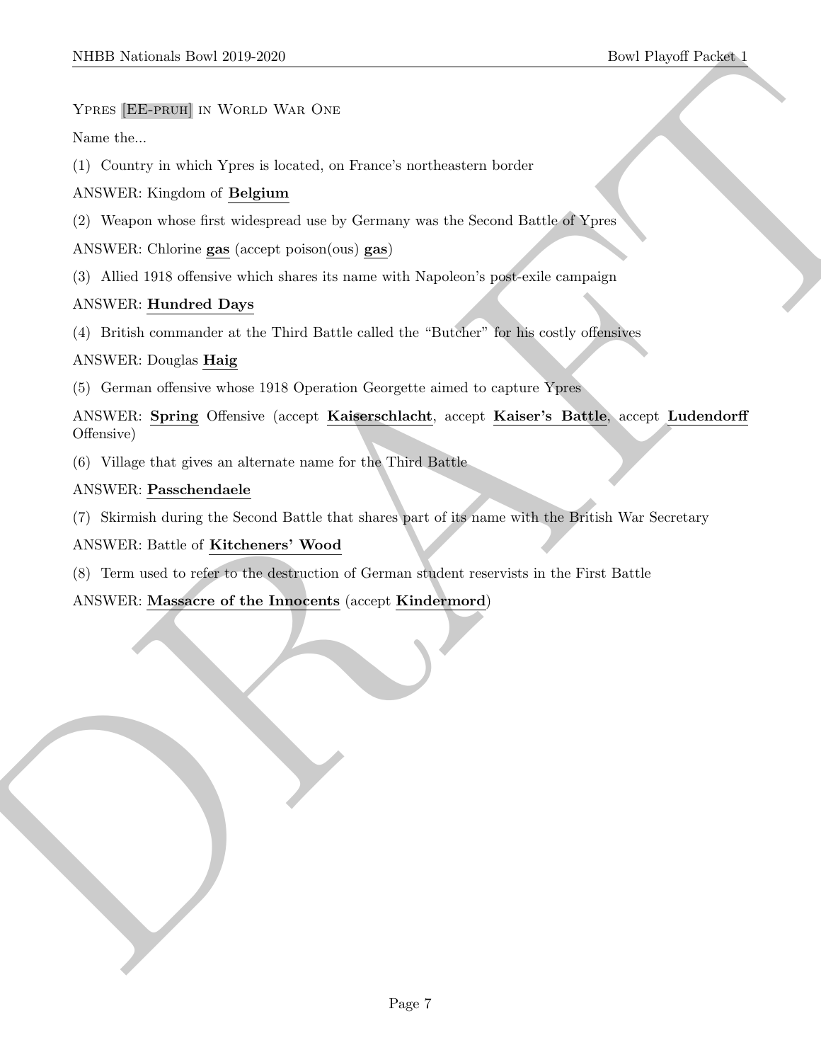Ypres [EE-pruh] in World War One

Name the...

(1) Country in which Ypres is located, on France's northeastern border

ANSWER: Kingdom of **Belgium**

(2) Weapon whose first widespread use by Germany was the Second Battle of Ypres

ANSWER: Chlorine **gas** (accept poison(ous) **gas**)

(3) Allied 1918 offensive which shares its name with Napoleon's post-exile campaign

ANSWER: **Hundred Days**

(4) British commander at the Third Battle called the "Butcher" for his costly offensives

ANSWER: Douglas **Haig**

(5) German offensive whose 1918 Operation Georgette aimed to capture Ypres

ANSWER: **Spring** Offensive (accept **Kaiserschlacht**, accept **Kaiser's Battle**, accept **Ludendorff** Offensive)

(6) Village that gives an alternate name for the Third Battle

ANSWER: **Passchendaele**

(7) Skirmish during the Second Battle that shares part of its name with the British War Secretary

ANSWER: Battle of **Kitcheners' Wood**

(8) Term used to refer to the destruction of German student reservists in the First Battle

ANSWER: **Massacre of the Innocents** (accept **Kindermord**)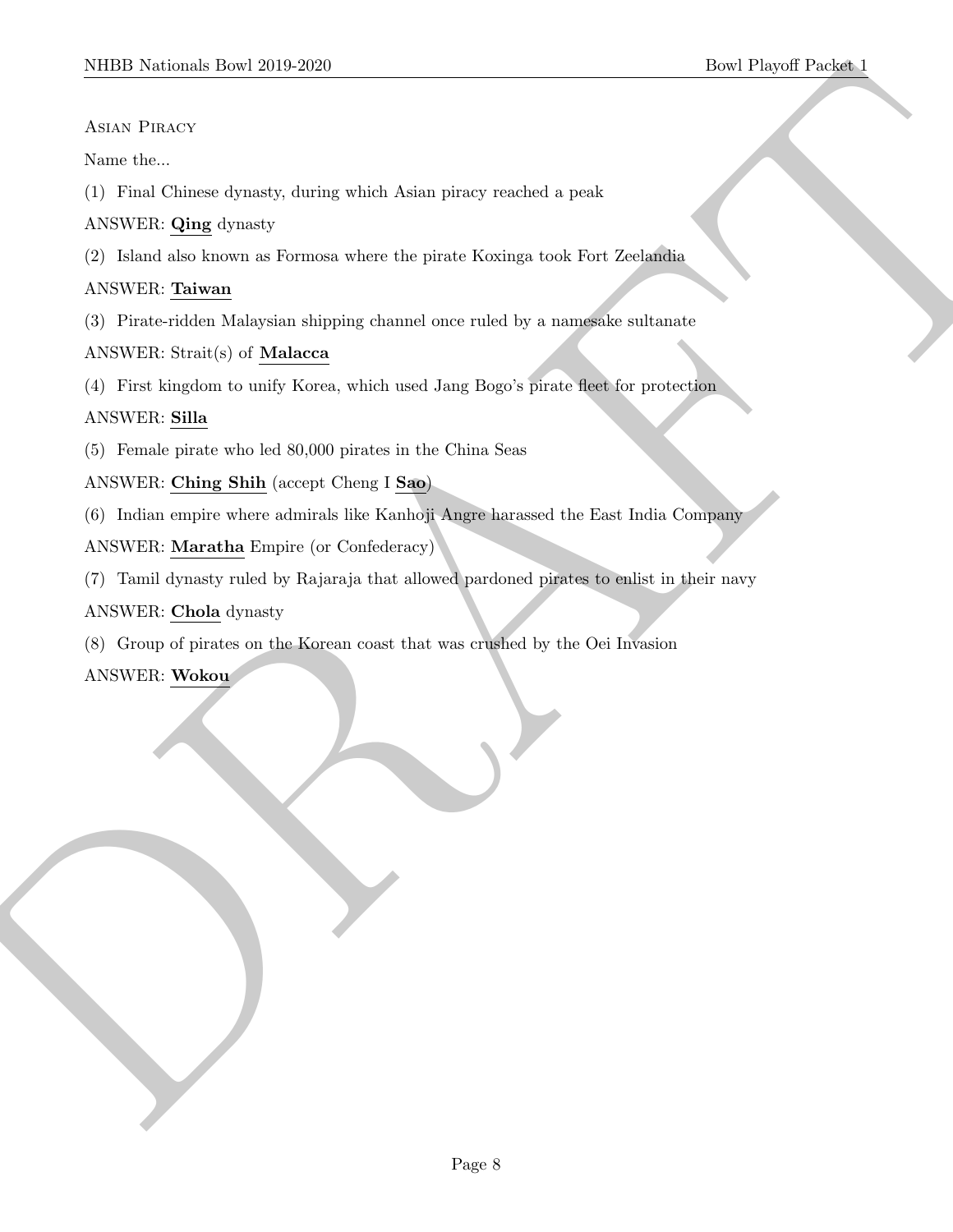Asian Piracy

Name the...

(1) Final Chinese dynasty, during which Asian piracy reached a peak

ANSWER: **Qing** dynasty

(2) Island also known as Formosa where the pirate Koxinga took Fort Zeelandia

ANSWER: **Taiwan**

(3) Pirate-ridden Malaysian shipping channel once ruled by a namesake sultanate

ANSWER: Strait(s) of **Malacca**

(4) First kingdom to unify Korea, which used Jang Bogo's pirate fleet for protection

ANSWER: **Silla**

(5) Female pirate who led 80,000 pirates in the China Seas

ANSWER: **Ching Shih** (accept Cheng I **Sao**)

(6) Indian empire where admirals like Kanhoji Angre harassed the East India Company

ANSWER: **Maratha** Empire (or Confederacy)

(7) Tamil dynasty ruled by Rajaraja that allowed pardoned pirates to enlist in their navy

ANSWER: **Chola** dynasty

(8) Group of pirates on the Korean coast that was crushed by the Oei Invasion

ANSWER: **Wokou**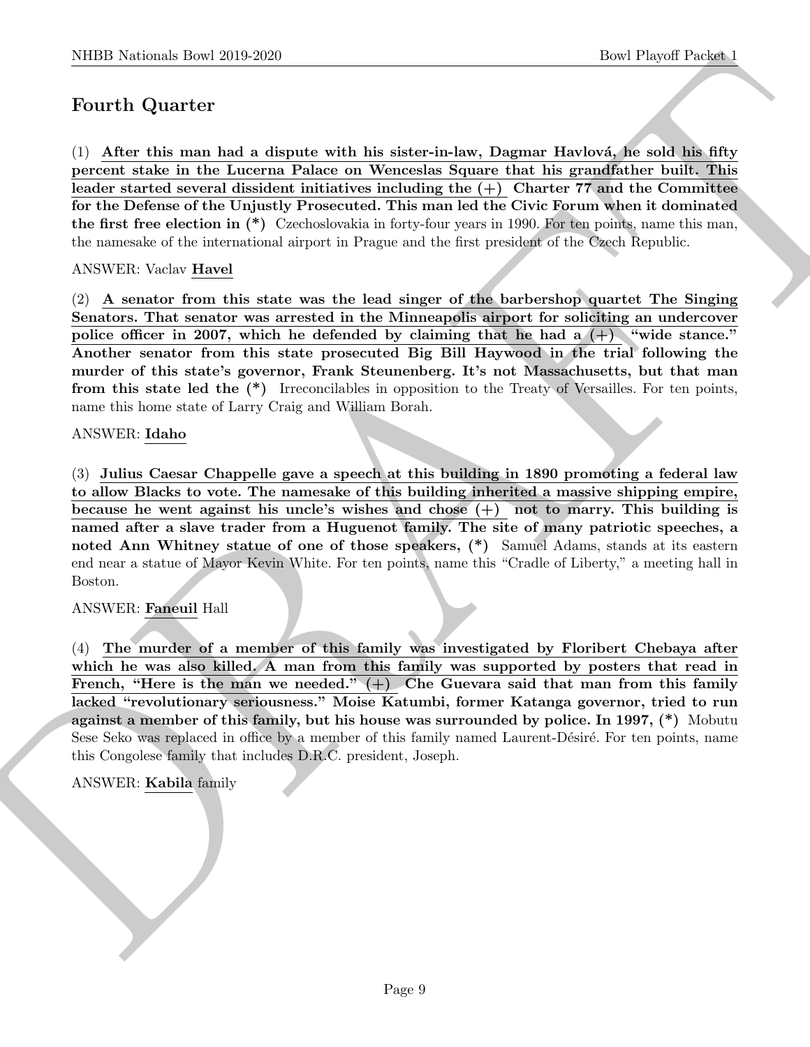## Fourth Quarter

(1) **After this man had a dispute with his sister-in-law, Dagmar Havlová, he sold his fifty percent stake in the Lucerna Palace on Wenceslas Square that his grandfather built. This leader started several dissident initiatives including the (+) Charter 77 and the Committee for the Defense of the Unjustly Prosecuted. This man led the Civic Forum when it dominated the first free election in (\*)** Czechoslovakia in forty-four years in 1990. For ten points, name this man, the namesake of the international airport in Prague and the first president of the Czech Republic.

ANSWER: Vaclav **Havel**

(2) **A senator from this state was the lead singer of the barbershop quartet The Singing Senators. That senator was arrested in the Minneapolis airport for soliciting an undercover police officer in 2007, which he defended by claiming that he had a (+) "wide stance." Another senator from this state prosecuted Big Bill Haywood in the trial following the murder of this state's governor, Frank Steunenberg. It's not Massachusetts, but that man from this state led the (\*)** Irreconcilables in opposition to the Treaty of Versailles. For ten points, name this home state of Larry Craig and William Borah.

ANSWER: **Idaho**

(3) **Julius Caesar Chappelle gave a speech at this building in 1890 promoting a federal law to allow Blacks to vote. The namesake of this building inherited a massive shipping empire, because he went against his uncle's wishes and chose (+) not to marry. This building is named after a slave trader from a Huguenot family. The site of many patriotic speeches, a noted Ann Whitney statue of one of those speakers, (\*)** Samuel Adams, stands at its eastern end near a statue of Mayor Kevin White. For ten points, name this "Cradle of Liberty," a meeting hall in Boston.

ANSWER: **Faneuil** Hall

(4) **The murder of a member of this family was investigated by Floribert Chebaya after which he was also killed. A man from this family was supported by posters that read in French, "Here is the man we needed." (+) Che Guevara said that man from this family lacked "revolutionary seriousness." Moise Katumbi, former Katanga governor, tried to run against a member of this family, but his house was surrounded by police. In 1997, (\*)** Mobutu Sese Seko was replaced in office by a member of this family named Laurent-Désiré. For ten points, name this Congolese family that includes D.R.C. president, Joseph.

ANSWER: **Kabila** family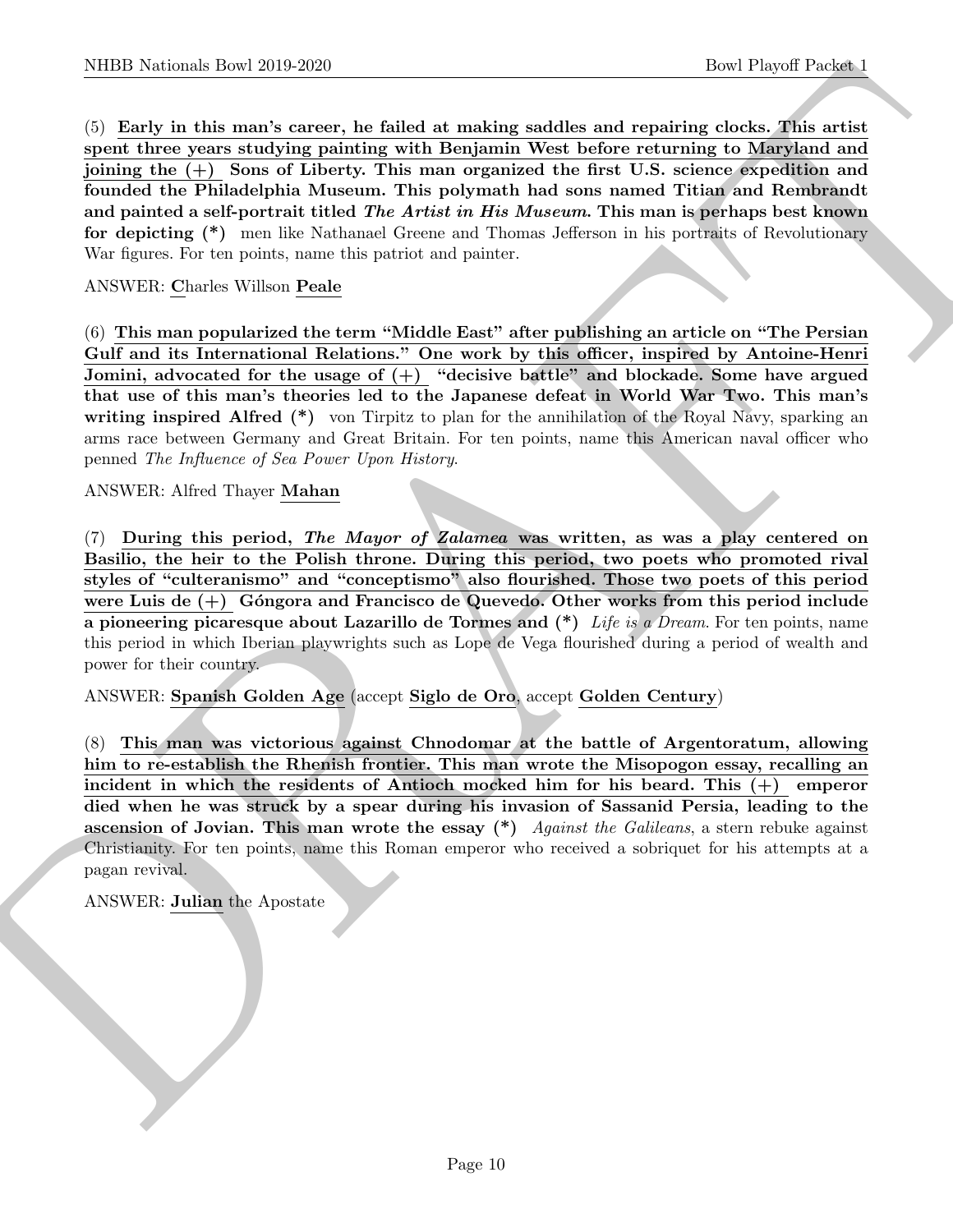(5) **Early in this man's career, he failed at making saddles and repairing clocks. This artist spent three years studying painting with Benjamin West before returning to Maryland and joining the (+) Sons of Liberty. This man organized the first U.S. science expedition and founded the Philadelphia Museum. This polymath had sons named Titian and Rembrandt and painted a self-portrait titled *The Artist in His Museum*. This man is perhaps best known for depicting (*)** men like Nathanael Greene and Thomas Jefferson in his portraits of Revolutionary War figures. For ten points, name this patriot and painter.

ANSWER: **C**harles Willson **Peale**

(6) **This man popularized the term "Middle East" after publishing an article on "The Persian Gulf and its International Relations." One work by this officer, inspired by Antoine-Henri Jomini, advocated for the usage of (+) "decisive battle" and blockade. Some have argued that use of this man's theories led to the Japanese defeat in World War Two. This man's writing inspired Alfred (*)** von Tirpitz to plan for the annihilation of the Royal Navy, sparking an arms race between Germany and Great Britain. For ten points, name this American naval officer who penned *The Influence of Sea Power Upon History*.

ANSWER: Alfred Thayer **Mahan**

(7) **During this period, *The Mayor of Zalamea* was written, as was a play centered on Basilio, the heir to the Polish throne. During this period, two poets who promoted rival styles of "culteranismo" and "conceptismo" also flourished. Those two poets of this period were Luis de (+) Góngora and Francisco de Quevedo. Other works from this period include a pioneering picaresque about Lazarillo de Tormes and (*)** *Life is a Dream*. For ten points, name this period in which Iberian playwrights such as Lope de Vega flourished during a period of wealth and power for their country.

ANSWER: **Spanish Golden Age** (accept **Siglo de Oro**, accept **Golden Century**)

(8) **This man was victorious against Chnodomar at the battle of Argentoratum, allowing him to re-establish the Rhenish frontier. This man wrote the Misopogon essay, recalling an incident in which the residents of Antioch mocked him for his beard. This (+) emperor died when he was struck by a spear during his invasion of Sassanid Persia, leading to the ascension of Jovian. This man wrote the essay (*)** *Against the Galileans*, a stern rebuke against Christianity. For ten points, name this Roman emperor who received a sobriquet for his attempts at a pagan revival.

ANSWER: **Julian** the Apostate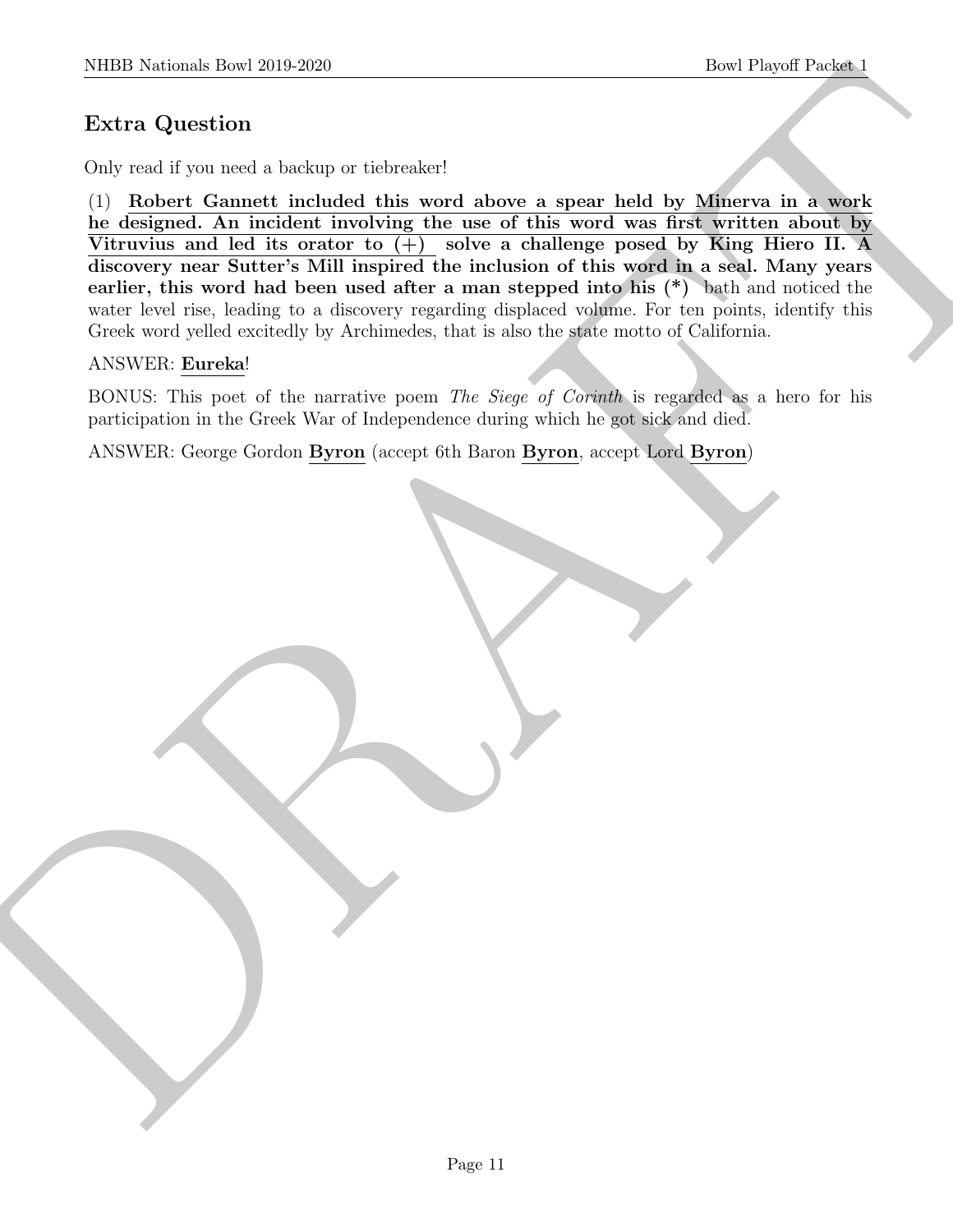## Extra Question

Only read if you need a backup or tiebreaker!

(1) **Robert Gannett included this word above a spear held by Minerva in a work he designed. An incident involving the use of this word was first written about by Vitruvius and led its orator to (+) solve a challenge posed by King Hiero II. A discovery near Sutter's Mill inspired the inclusion of this word in a seal. Many years earlier, this word had been used after a man stepped into his (*)** bath and noticed the water level rise, leading to a discovery regarding displaced volume. For ten points, identify this Greek word yelled excitedly by Archimedes, that is also the state motto of California.

ANSWER: **Eureka**!

BONUS: This poet of the narrative poem *The Siege of Corinth* is regarded as a hero for his participation in the Greek War of Independence during which he got sick and died.

ANSWER: George Gordon **Byron** (accept 6th Baron **Byron**, accept Lord **Byron**)